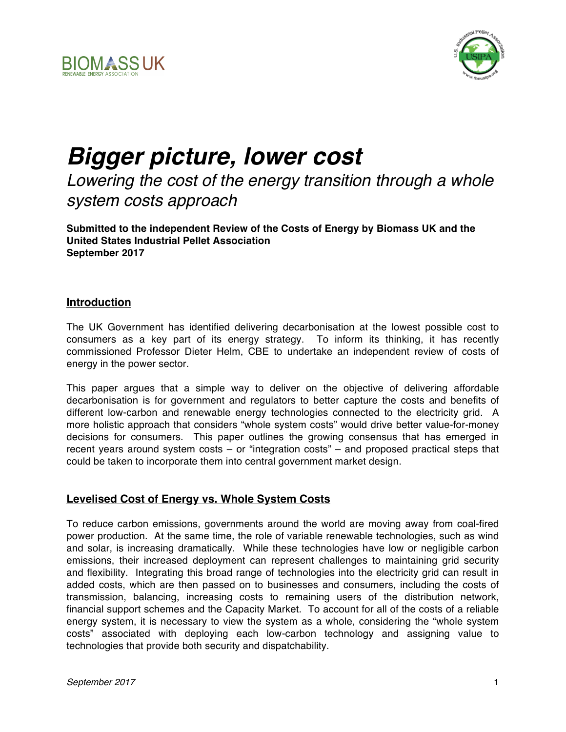# *Bigger picture, lower cost*

*Lowering the cost of the energy transition through a whole system costs approach*

**Submitted to the independent Review of the Costs of Energy by Biomass UK and the United States Industrial Pellet Association**
**September 2017**

## Introduction

The UK Government has identified delivering decarbonisation at the lowest possible cost to consumers as a key part of its energy strategy. To inform its thinking, it has recently commissioned Professor Dieter Helm, CBE to undertake an independent review of costs of energy in the power sector.

This paper argues that a simple way to deliver on the objective of delivering affordable decarbonisation is for government and regulators to better capture the costs and benefits of different low-carbon and renewable energy technologies connected to the electricity grid. A more holistic approach that considers "whole system costs" would drive better value-for-money decisions for consumers. This paper outlines the growing consensus that has emerged in recent years around system costs – or "integration costs" – and proposed practical steps that could be taken to incorporate them into central government market design.

## Levelised Cost of Energy vs. Whole System Costs

To reduce carbon emissions, governments around the world are moving away from coal-fired power production. At the same time, the role of variable renewable technologies, such as wind and solar, is increasing dramatically. While these technologies have low or negligible carbon emissions, their increased deployment can represent challenges to maintaining grid security and flexibility. Integrating this broad range of technologies into the electricity grid can result in added costs, which are then passed on to businesses and consumers, including the costs of transmission, balancing, increasing costs to remaining users of the distribution network, financial support schemes and the Capacity Market. To account for all of the costs of a reliable energy system, it is necessary to view the system as a whole, considering the "whole system costs" associated with deploying each low-carbon technology and assigning value to technologies that provide both security and dispatchability.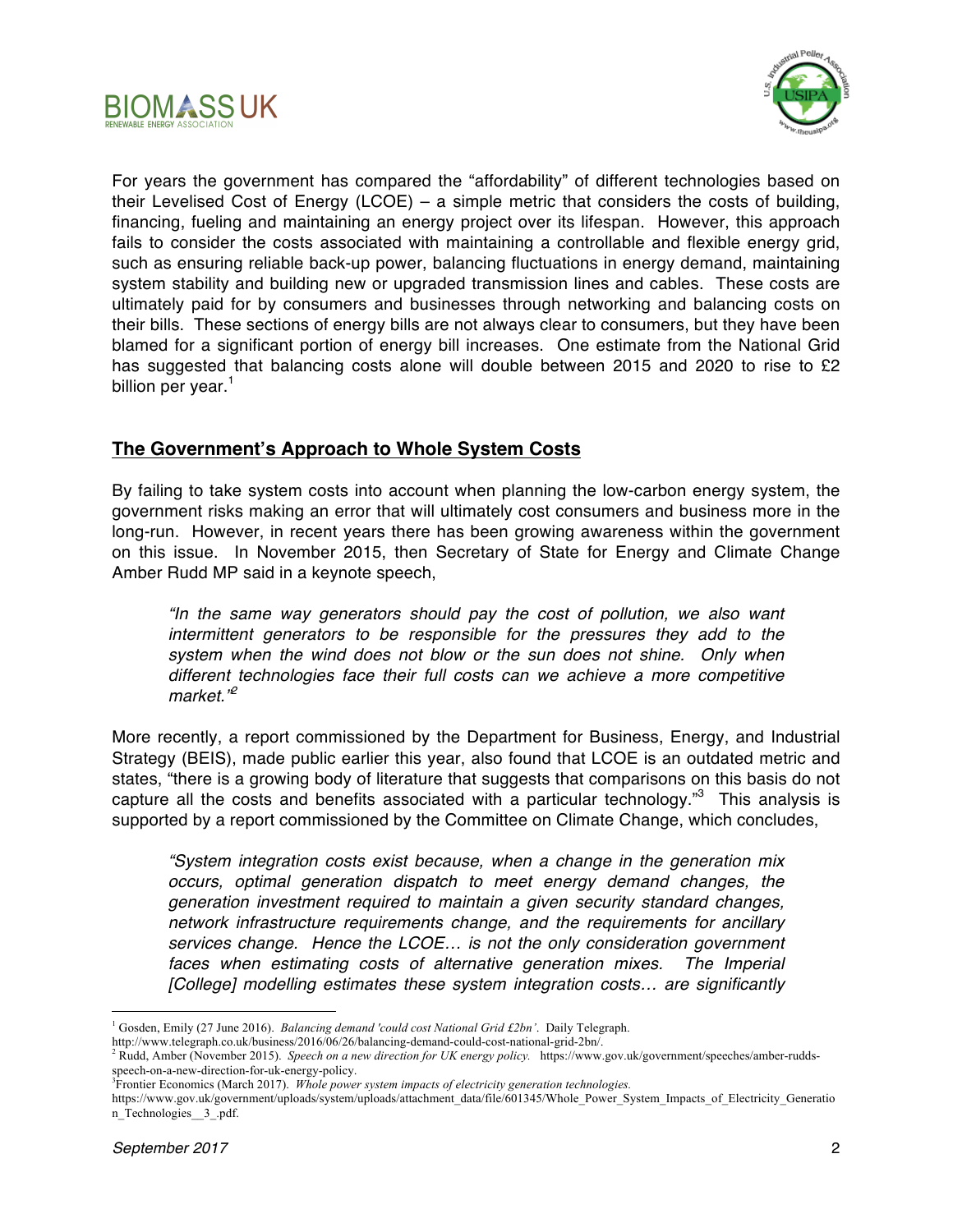For years the government has compared the "affordability" of different technologies based on their Levelised Cost of Energy (LCOE) – a simple metric that considers the costs of building, financing, fueling and maintaining an energy project over its lifespan. However, this approach fails to consider the costs associated with maintaining a controllable and flexible energy grid, such as ensuring reliable back-up power, balancing fluctuations in energy demand, maintaining system stability and building new or upgraded transmission lines and cables. These costs are ultimately paid for by consumers and businesses through networking and balancing costs on their bills. These sections of energy bills are not always clear to consumers, but they have been blamed for a significant portion of energy bill increases. One estimate from the National Grid has suggested that balancing costs alone will double between 2015 and 2020 to rise to £2 billion per year.[1]

## The Government's Approach to Whole System Costs

By failing to take system costs into account when planning the low-carbon energy system, the government risks making an error that will ultimately cost consumers and business more in the long-run. However, in recent years there has been growing awareness within the government on this issue. In November 2015, then Secretary of State for Energy and Climate Change Amber Rudd MP said in a keynote speech,

> *"In the same way generators should pay the cost of pollution, we also want intermittent generators to be responsible for the pressures they add to the system when the wind does not blow or the sun does not shine. Only when different technologies face their full costs can we achieve a more competitive market."*[2]

More recently, a report commissioned by the Department for Business, Energy, and Industrial Strategy (BEIS), made public earlier this year, also found that LCOE is an outdated metric and states, "there is a growing body of literature that suggests that comparisons on this basis do not capture all the costs and benefits associated with a particular technology."[3] This analysis is supported by a report commissioned by the Committee on Climate Change, which concludes,

> *"System integration costs exist because, when a change in the generation mix occurs, optimal generation dispatch to meet energy demand changes, the generation investment required to maintain a given security standard changes, network infrastructure requirements change, and the requirements for ancillary services change. Hence the LCOE… is not the only consideration government faces when estimating costs of alternative generation mixes. The Imperial [College] modelling estimates these system integration costs… are significantly*

---

[1] Gosden, Emily (27 June 2016). *Balancing demand 'could cost National Grid £2bn'*. Daily Telegraph. http://www.telegraph.co.uk/business/2016/06/26/balancing-demand-could-cost-national-grid-2bn/.

[2] Rudd, Amber (November 2015). *Speech on a new direction for UK energy policy.* https://www.gov.uk/government/speeches/amber-rudds-speech-on-a-new-direction-for-uk-energy-policy.

[3] Frontier Economics (March 2017). *Whole power system impacts of electricity generation technologies.* https://www.gov.uk/government/uploads/system/uploads/attachment_data/file/601345/Whole_Power_System_Impacts_of_Electricity_Generation_Technologies__3_.pdf.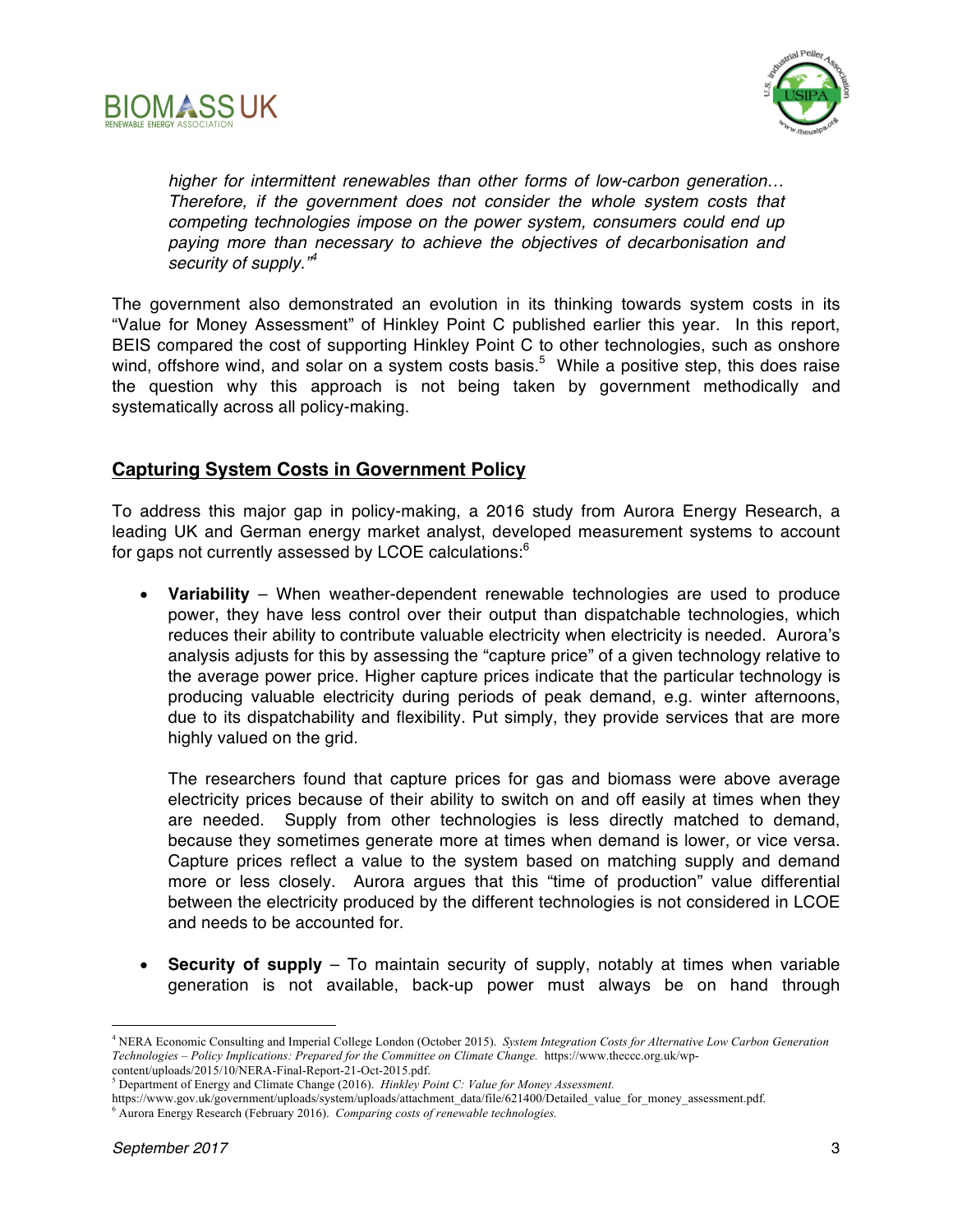*higher for intermittent renewables than other forms of low-carbon generation… Therefore, if the government does not consider the whole system costs that competing technologies impose on the power system, consumers could end up paying more than necessary to achieve the objectives of decarbonisation and security of supply."*[4]

The government also demonstrated an evolution in its thinking towards system costs in its "Value for Money Assessment" of Hinkley Point C published earlier this year. In this report, BEIS compared the cost of supporting Hinkley Point C to other technologies, such as onshore wind, offshore wind, and solar on a system costs basis.[5] While a positive step, this does raise the question why this approach is not being taken by government methodically and systematically across all policy-making.

## Capturing System Costs in Government Policy

To address this major gap in policy-making, a 2016 study from Aurora Energy Research, a leading UK and German energy market analyst, developed measurement systems to account for gaps not currently assessed by LCOE calculations:[6]

- **Variability** – When weather-dependent renewable technologies are used to produce power, they have less control over their output than dispatchable technologies, which reduces their ability to contribute valuable electricity when electricity is needed. Aurora's analysis adjusts for this by assessing the "capture price" of a given technology relative to the average power price. Higher capture prices indicate that the particular technology is producing valuable electricity during periods of peak demand, e.g. winter afternoons, due to its dispatchability and flexibility. Put simply, they provide services that are more highly valued on the grid.

  The researchers found that capture prices for gas and biomass were above average electricity prices because of their ability to switch on and off easily at times when they are needed. Supply from other technologies is less directly matched to demand, because they sometimes generate more at times when demand is lower, or vice versa. Capture prices reflect a value to the system based on matching supply and demand more or less closely. Aurora argues that this "time of production" value differential between the electricity produced by the different technologies is not considered in LCOE and needs to be accounted for.

- **Security of supply** – To maintain security of supply, notably at times when variable generation is not available, back-up power must always be on hand through

---

[4] NERA Economic Consulting and Imperial College London (October 2015). *System Integration Costs for Alternative Low Carbon Generation Technologies – Policy Implications: Prepared for the Committee on Climate Change.* https://www.theccc.org.uk/wp-content/uploads/2015/10/NERA-Final-Report-21-Oct-2015.pdf.

[5] Department of Energy and Climate Change (2016). *Hinkley Point C: Value for Money Assessment.* https://www.gov.uk/government/uploads/system/uploads/attachment_data/file/621400/Detailed_value_for_money_assessment.pdf.

[6] Aurora Energy Research (February 2016). *Comparing costs of renewable technologies.*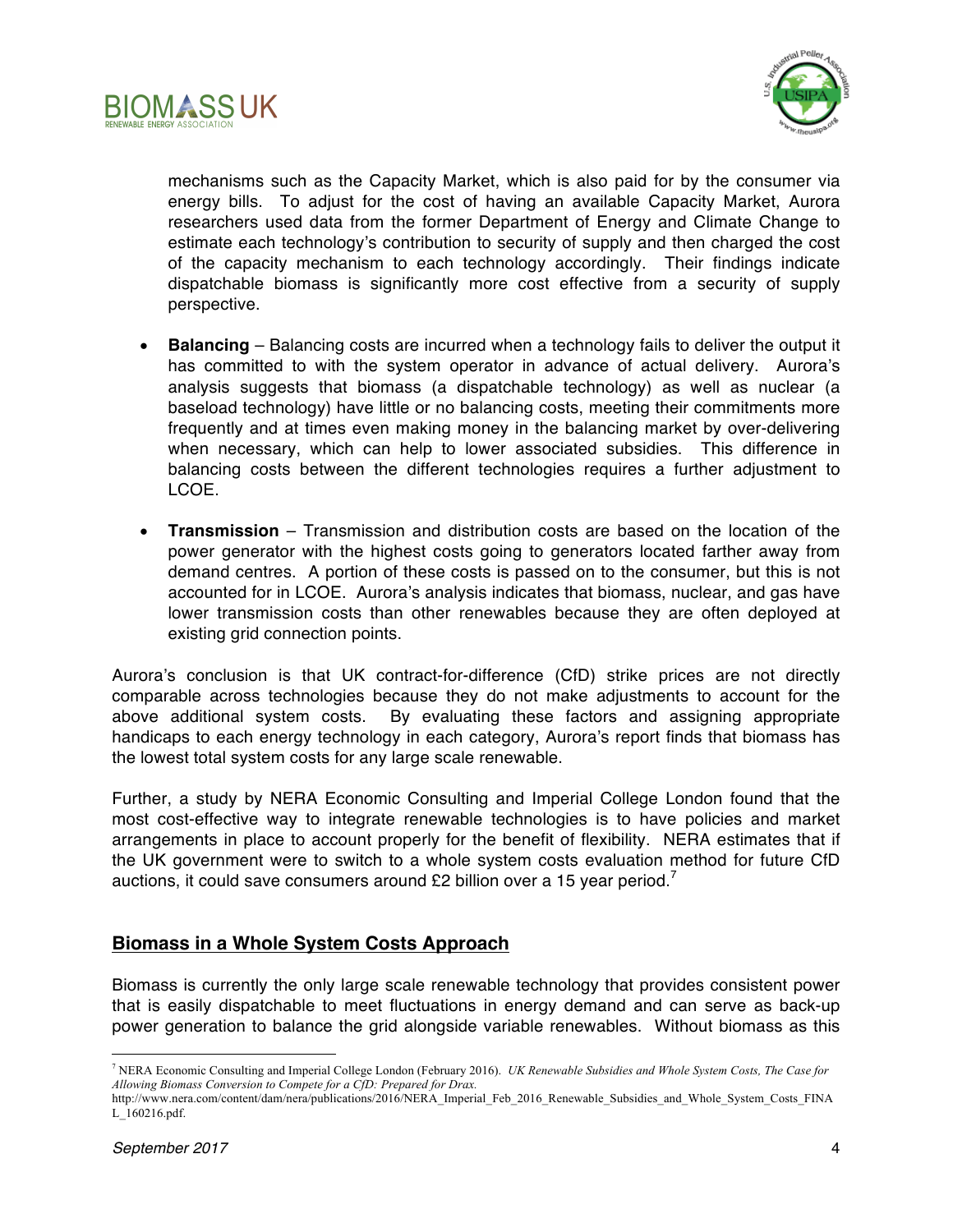mechanisms such as the Capacity Market, which is also paid for by the consumer via energy bills. To adjust for the cost of having an available Capacity Market, Aurora researchers used data from the former Department of Energy and Climate Change to estimate each technology's contribution to security of supply and then charged the cost of the capacity mechanism to each technology accordingly. Their findings indicate dispatchable biomass is significantly more cost effective from a security of supply perspective.

- **Balancing** – Balancing costs are incurred when a technology fails to deliver the output it has committed to with the system operator in advance of actual delivery. Aurora's analysis suggests that biomass (a dispatchable technology) as well as nuclear (a baseload technology) have little or no balancing costs, meeting their commitments more frequently and at times even making money in the balancing market by over-delivering when necessary, which can help to lower associated subsidies. This difference in balancing costs between the different technologies requires a further adjustment to LCOE.

- **Transmission** – Transmission and distribution costs are based on the location of the power generator with the highest costs going to generators located farther away from demand centres. A portion of these costs is passed on to the consumer, but this is not accounted for in LCOE. Aurora's analysis indicates that biomass, nuclear, and gas have lower transmission costs than other renewables because they are often deployed at existing grid connection points.

Aurora's conclusion is that UK contract-for-difference (CfD) strike prices are not directly comparable across technologies because they do not make adjustments to account for the above additional system costs. By evaluating these factors and assigning appropriate handicaps to each energy technology in each category, Aurora's report finds that biomass has the lowest total system costs for any large scale renewable.

Further, a study by NERA Economic Consulting and Imperial College London found that the most cost-effective way to integrate renewable technologies is to have policies and market arrangements in place to account properly for the benefit of flexibility. NERA estimates that if the UK government were to switch to a whole system costs evaluation method for future CfD auctions, it could save consumers around £2 billion over a 15 year period.[7]

## Biomass in a Whole System Costs Approach

Biomass is currently the only large scale renewable technology that provides consistent power that is easily dispatchable to meet fluctuations in energy demand and can serve as back-up power generation to balance the grid alongside variable renewables. Without biomass as this

---

[7] NERA Economic Consulting and Imperial College London (February 2016). *UK Renewable Subsidies and Whole System Costs, The Case for Allowing Biomass Conversion to Compete for a CfD: Prepared for Drax.* http://www.nera.com/content/dam/nera/publications/2016/NERA_Imperial_Feb_2016_Renewable_Subsidies_and_Whole_System_Costs_FINAL_160216.pdf.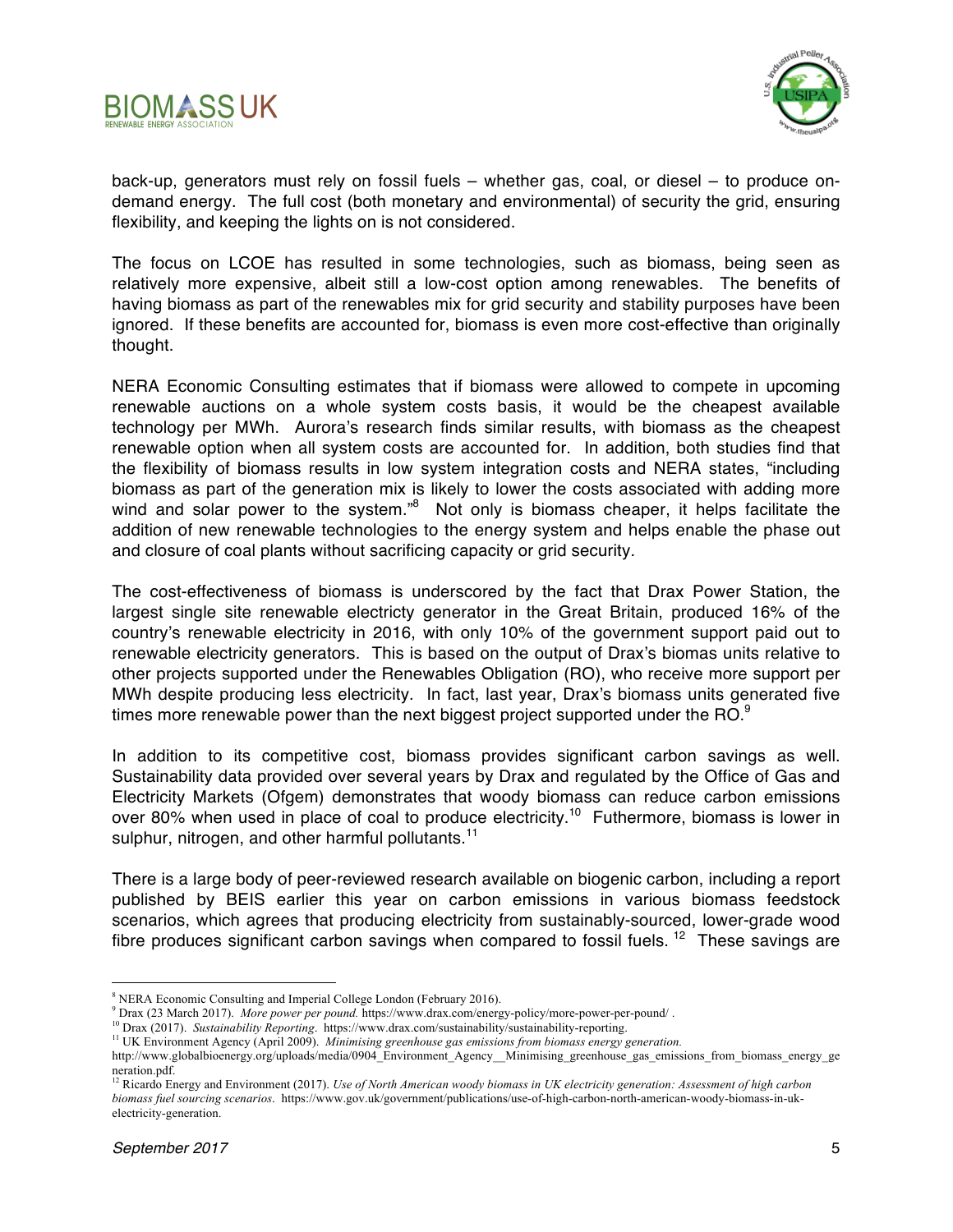back-up, generators must rely on fossil fuels – whether gas, coal, or diesel – to produce on-demand energy. The full cost (both monetary and environmental) of security the grid, ensuring flexibility, and keeping the lights on is not considered.

The focus on LCOE has resulted in some technologies, such as biomass, being seen as relatively more expensive, albeit still a low-cost option among renewables. The benefits of having biomass as part of the renewables mix for grid security and stability purposes have been ignored. If these benefits are accounted for, biomass is even more cost-effective than originally thought.

NERA Economic Consulting estimates that if biomass were allowed to compete in upcoming renewable auctions on a whole system costs basis, it would be the cheapest available technology per MWh. Aurora's research finds similar results, with biomass as the cheapest renewable option when all system costs are accounted for. In addition, both studies find that the flexibility of biomass results in low system integration costs and NERA states, "including biomass as part of the generation mix is likely to lower the costs associated with adding more wind and solar power to the system."[8] Not only is biomass cheaper, it helps facilitate the addition of new renewable technologies to the energy system and helps enable the phase out and closure of coal plants without sacrificing capacity or grid security.

The cost-effectiveness of biomass is underscored by the fact that Drax Power Station, the largest single site renewable electricty generator in the Great Britain, produced 16% of the country's renewable electricity in 2016, with only 10% of the government support paid out to renewable electricity generators. This is based on the output of Drax's biomas units relative to other projects supported under the Renewables Obligation (RO), who receive more support per MWh despite producing less electricity. In fact, last year, Drax's biomass units generated five times more renewable power than the next biggest project supported under the RO.[9]

In addition to its competitive cost, biomass provides significant carbon savings as well. Sustainability data provided over several years by Drax and regulated by the Office of Gas and Electricity Markets (Ofgem) demonstrates that woody biomass can reduce carbon emissions over 80% when used in place of coal to produce electricity.[10] Futhermore, biomass is lower in sulphur, nitrogen, and other harmful pollutants.[11]

There is a large body of peer-reviewed research available on biogenic carbon, including a report published by BEIS earlier this year on carbon emissions in various biomass feedstock scenarios, which agrees that producing electricity from sustainably-sourced, lower-grade wood fibre produces significant carbon savings when compared to fossil fuels.[12] These savings are

---

[8] NERA Economic Consulting and Imperial College London (February 2016).

[9] Drax (23 March 2017). *More power per pound.* https://www.drax.com/energy-policy/more-power-per-pound/ .

[10] Drax (2017). *Sustainability Reporting.* https://www.drax.com/sustainability/sustainability-reporting.

[11] UK Environment Agency (April 2009). *Minimising greenhouse gas emissions from biomass energy generation.* http://www.globalbioenergy.org/uploads/media/0904_Environment_Agency__Minimising_greenhouse_gas_emissions_from_biomass_energy_generation.pdf.

[12] Ricardo Energy and Environment (2017). *Use of North American woody biomass in UK electricity generation: Assessment of high carbon biomass fuel sourcing scenarios.* https://www.gov.uk/government/publications/use-of-high-carbon-north-american-woody-biomass-in-uk-electricity-generation.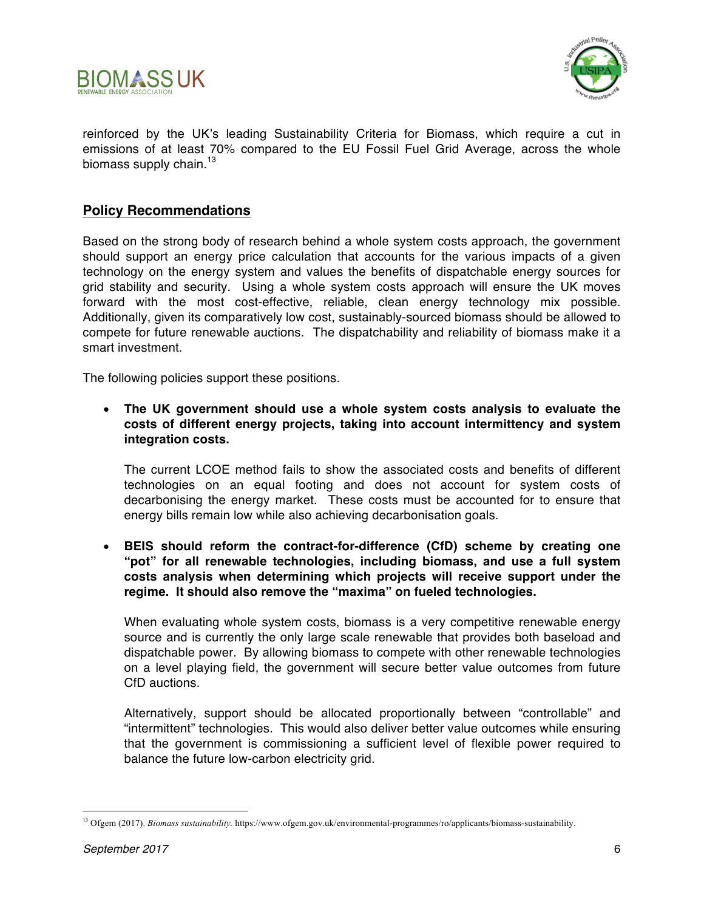reinforced by the UK's leading Sustainability Criteria for Biomass, which require a cut in emissions of at least 70% compared to the EU Fossil Fuel Grid Average, across the whole biomass supply chain.[13]

## Policy Recommendations

Based on the strong body of research behind a whole system costs approach, the government should support an energy price calculation that accounts for the various impacts of a given technology on the energy system and values the benefits of dispatchable energy sources for grid stability and security. Using a whole system costs approach will ensure the UK moves forward with the most cost-effective, reliable, clean energy technology mix possible. Additionally, given its comparatively low cost, sustainably-sourced biomass should be allowed to compete for future renewable auctions. The dispatchability and reliability of biomass make it a smart investment.

The following policies support these positions.

- **The UK government should use a whole system costs analysis to evaluate the costs of different energy projects, taking into account intermittency and system integration costs.**

  The current LCOE method fails to show the associated costs and benefits of different technologies on an equal footing and does not account for system costs of decarbonising the energy market. These costs must be accounted for to ensure that energy bills remain low while also achieving decarbonisation goals.

- **BEIS should reform the contract-for-difference (CfD) scheme by creating one "pot" for all renewable technologies, including biomass, and use a full system costs analysis when determining which projects will receive support under the regime. It should also remove the "maxima" on fueled technologies.**

  When evaluating whole system costs, biomass is a very competitive renewable energy source and is currently the only large scale renewable that provides both baseload and dispatchable power. By allowing biomass to compete with other renewable technologies on a level playing field, the government will secure better value outcomes from future CfD auctions.

  Alternatively, support should be allocated proportionally between "controllable" and "intermittent" technologies. This would also deliver better value outcomes while ensuring that the government is commissioning a sufficient level of flexible power required to balance the future low-carbon electricity grid.

---

[13] Ofgem (2017). *Biomass sustainability.* https://www.ofgem.gov.uk/environmental-programmes/ro/applicants/biomass-sustainability.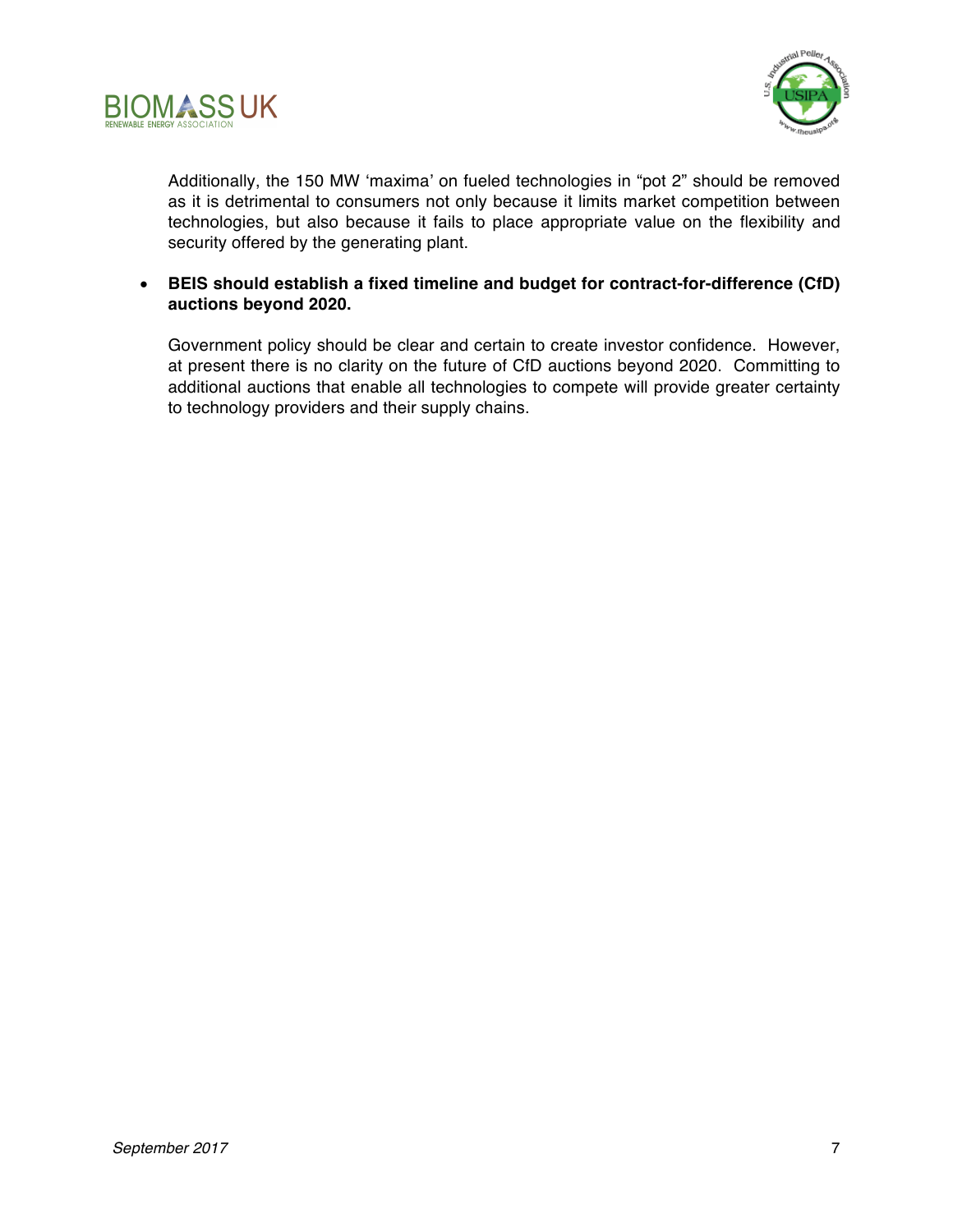Additionally, the 150 MW 'maxima' on fueled technologies in "pot 2" should be removed as it is detrimental to consumers not only because it limits market competition between technologies, but also because it fails to place appropriate value on the flexibility and security offered by the generating plant.

- **BEIS should establish a fixed timeline and budget for contract-for-difference (CfD) auctions beyond 2020.**

  Government policy should be clear and certain to create investor confidence. However, at present there is no clarity on the future of CfD auctions beyond 2020. Committing to additional auctions that enable all technologies to compete will provide greater certainty to technology providers and their supply chains.